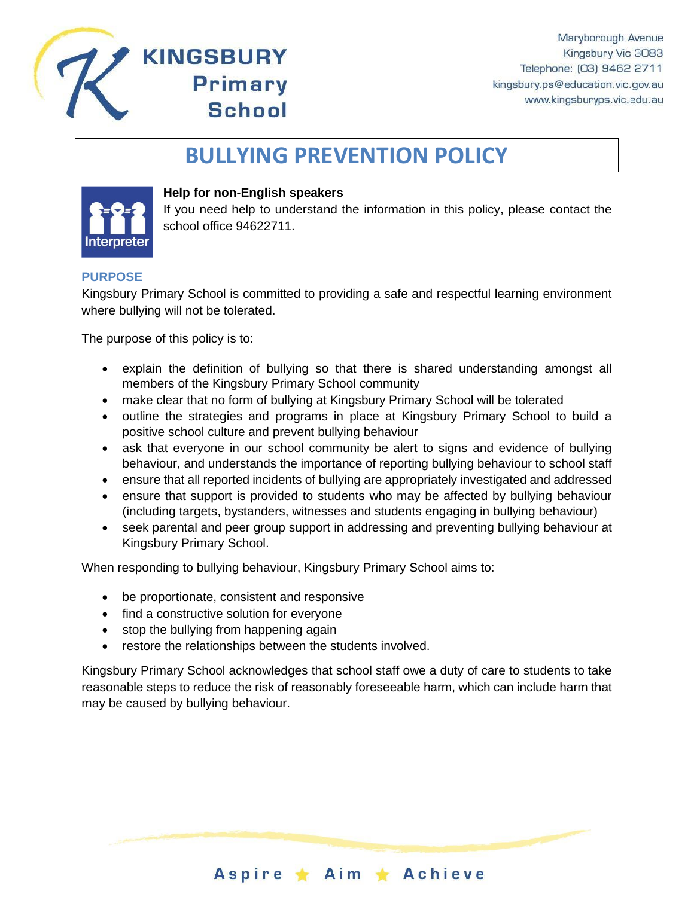**KINGSBURY Primary School**

Maryborough Avenue
Kingsbury Vic 3083
Telephone: (03) 9462 2711
kingsbury.ps@education.vic.gov.au
www.kingsburyps.vic.edu.au

# BULLYING PREVENTION POLICY

**Help for non-English speakers**

If you need help to understand the information in this policy, please contact the school office 94622711.

## PURPOSE

Kingsbury Primary School is committed to providing a safe and respectful learning environment where bullying will not be tolerated.

The purpose of this policy is to:

- explain the definition of bullying so that there is shared understanding amongst all members of the Kingsbury Primary School community
- make clear that no form of bullying at Kingsbury Primary School will be tolerated
- outline the strategies and programs in place at Kingsbury Primary School to build a positive school culture and prevent bullying behaviour
- ask that everyone in our school community be alert to signs and evidence of bullying behaviour, and understands the importance of reporting bullying behaviour to school staff
- ensure that all reported incidents of bullying are appropriately investigated and addressed
- ensure that support is provided to students who may be affected by bullying behaviour (including targets, bystanders, witnesses and students engaging in bullying behaviour)
- seek parental and peer group support in addressing and preventing bullying behaviour at Kingsbury Primary School.

When responding to bullying behaviour, Kingsbury Primary School aims to:

- be proportionate, consistent and responsive
- find a constructive solution for everyone
- stop the bullying from happening again
- restore the relationships between the students involved.

Kingsbury Primary School acknowledges that school staff owe a duty of care to students to take reasonable steps to reduce the risk of reasonably foreseeable harm, which can include harm that may be caused by bullying behaviour.

Aspire ★ Aim ★ Achieve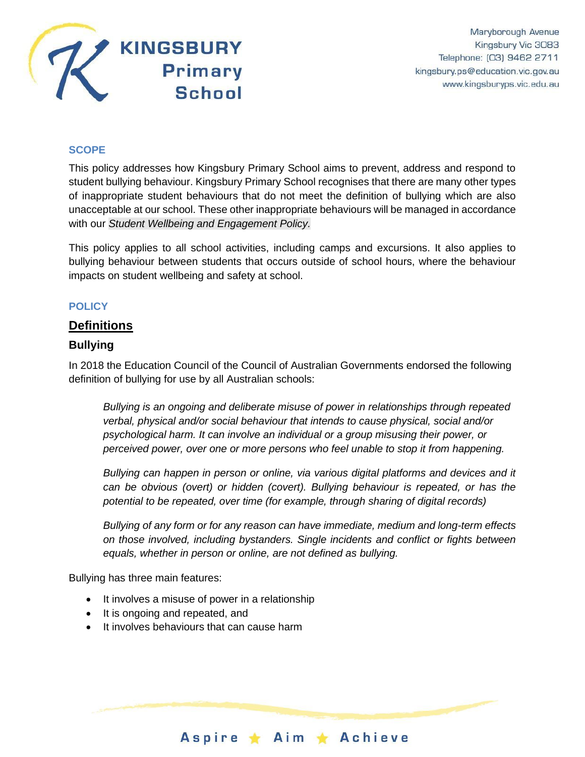## SCOPE

This policy addresses how Kingsbury Primary School aims to prevent, address and respond to student bullying behaviour. Kingsbury Primary School recognises that there are many other types of inappropriate student behaviours that do not meet the definition of bullying which are also unacceptable at our school. These other inappropriate behaviours will be managed in accordance with our *Student Wellbeing and Engagement Policy.*

This policy applies to all school activities, including camps and excursions. It also applies to bullying behaviour between students that occurs outside of school hours, where the behaviour impacts on student wellbeing and safety at school.

## POLICY

### Definitions

#### Bullying

In 2018 the Education Council of the Council of Australian Governments endorsed the following definition of bullying for use by all Australian schools:

> *Bullying is an ongoing and deliberate misuse of power in relationships through repeated verbal, physical and/or social behaviour that intends to cause physical, social and/or psychological harm. It can involve an individual or a group misusing their power, or perceived power, over one or more persons who feel unable to stop it from happening.*
>
> *Bullying can happen in person or online, via various digital platforms and devices and it can be obvious (overt) or hidden (covert). Bullying behaviour is repeated, or has the potential to be repeated, over time (for example, through sharing of digital records)*
>
> *Bullying of any form or for any reason can have immediate, medium and long-term effects on those involved, including bystanders. Single incidents and conflict or fights between equals, whether in person or online, are not defined as bullying.*

Bullying has three main features:

- It involves a misuse of power in a relationship
- It is ongoing and repeated, and
- It involves behaviours that can cause harm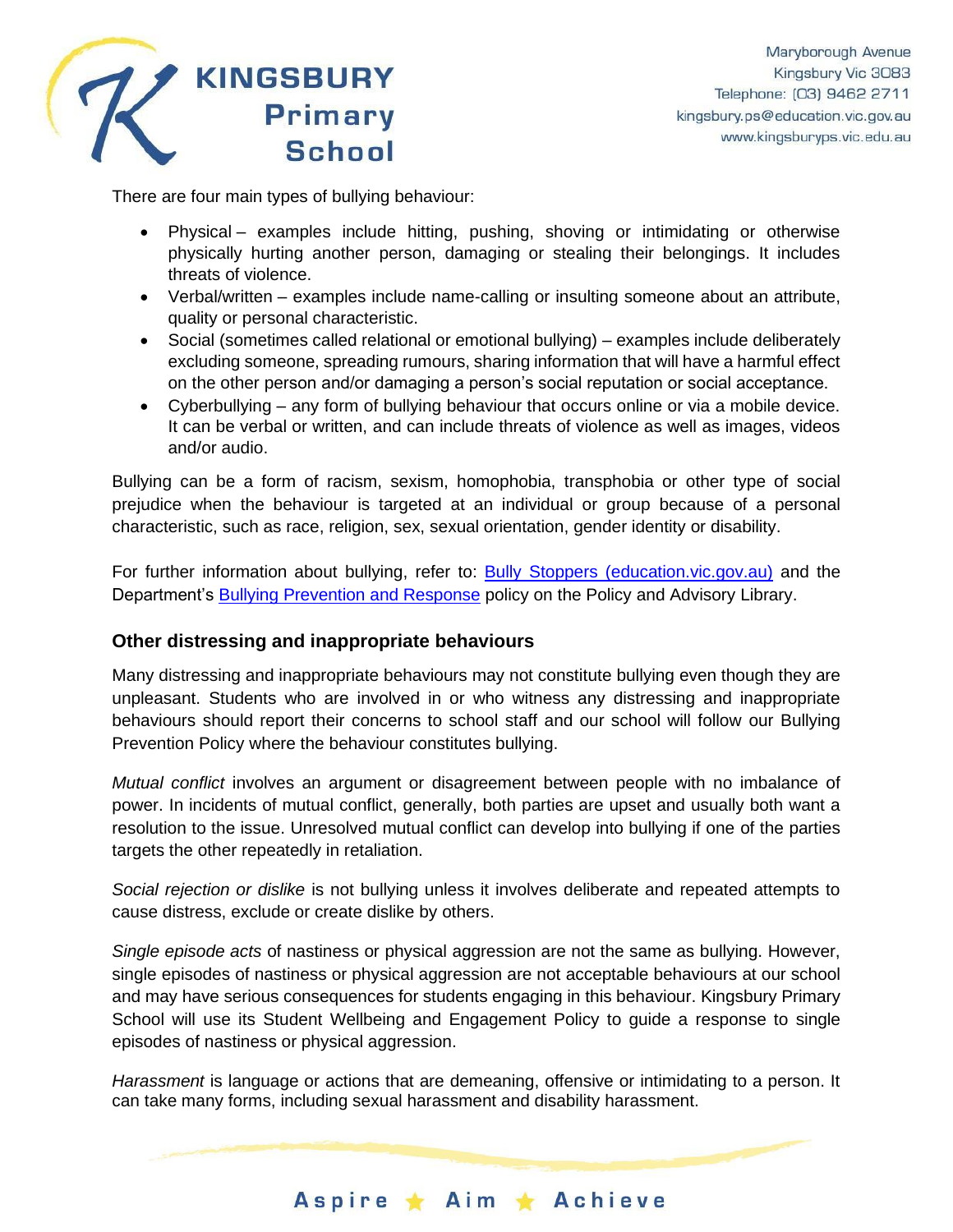There are four main types of bullying behaviour:

- Physical – examples include hitting, pushing, shoving or intimidating or otherwise physically hurting another person, damaging or stealing their belongings. It includes threats of violence.
- Verbal/written – examples include name-calling or insulting someone about an attribute, quality or personal characteristic.
- Social (sometimes called relational or emotional bullying) – examples include deliberately excluding someone, spreading rumours, sharing information that will have a harmful effect on the other person and/or damaging a person's social reputation or social acceptance.
- Cyberbullying – any form of bullying behaviour that occurs online or via a mobile device. It can be verbal or written, and can include threats of violence as well as images, videos and/or audio.

Bullying can be a form of racism, sexism, homophobia, transphobia or other type of social prejudice when the behaviour is targeted at an individual or group because of a personal characteristic, such as race, religion, sex, sexual orientation, gender identity or disability.

For further information about bullying, refer to: [Bully Stoppers (education.vic.gov.au)] and the Department's [Bullying Prevention and Response] policy on the Policy and Advisory Library.

### Other distressing and inappropriate behaviours

Many distressing and inappropriate behaviours may not constitute bullying even though they are unpleasant. Students who are involved in or who witness any distressing and inappropriate behaviours should report their concerns to school staff and our school will follow our Bullying Prevention Policy where the behaviour constitutes bullying.

*Mutual conflict* involves an argument or disagreement between people with no imbalance of power. In incidents of mutual conflict, generally, both parties are upset and usually both want a resolution to the issue. Unresolved mutual conflict can develop into bullying if one of the parties targets the other repeatedly in retaliation.

*Social rejection or dislike* is not bullying unless it involves deliberate and repeated attempts to cause distress, exclude or create dislike by others.

*Single episode acts* of nastiness or physical aggression are not the same as bullying. However, single episodes of nastiness or physical aggression are not acceptable behaviours at our school and may have serious consequences for students engaging in this behaviour. Kingsbury Primary School will use its Student Wellbeing and Engagement Policy to guide a response to single episodes of nastiness or physical aggression.

*Harassment* is language or actions that are demeaning, offensive or intimidating to a person. It can take many forms, including sexual harassment and disability harassment.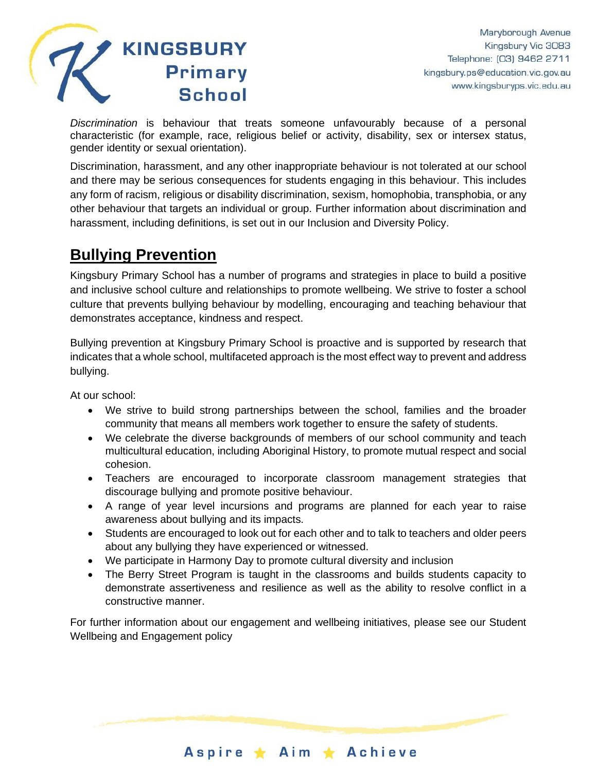*Discrimination* is behaviour that treats someone unfavourably because of a personal characteristic (for example, race, religious belief or activity, disability, sex or intersex status, gender identity or sexual orientation).

Discrimination, harassment, and any other inappropriate behaviour is not tolerated at our school and there may be serious consequences for students engaging in this behaviour. This includes any form of racism, religious or disability discrimination, sexism, homophobia, transphobia, or any other behaviour that targets an individual or group. Further information about discrimination and harassment, including definitions, is set out in our Inclusion and Diversity Policy.

## Bullying Prevention

Kingsbury Primary School has a number of programs and strategies in place to build a positive and inclusive school culture and relationships to promote wellbeing. We strive to foster a school culture that prevents bullying behaviour by modelling, encouraging and teaching behaviour that demonstrates acceptance, kindness and respect.

Bullying prevention at Kingsbury Primary School is proactive and is supported by research that indicates that a whole school, multifaceted approach is the most effect way to prevent and address bullying.

At our school:

- We strive to build strong partnerships between the school, families and the broader community that means all members work together to ensure the safety of students.
- We celebrate the diverse backgrounds of members of our school community and teach multicultural education, including Aboriginal History, to promote mutual respect and social cohesion.
- Teachers are encouraged to incorporate classroom management strategies that discourage bullying and promote positive behaviour.
- A range of year level incursions and programs are planned for each year to raise awareness about bullying and its impacts.
- Students are encouraged to look out for each other and to talk to teachers and older peers about any bullying they have experienced or witnessed.
- We participate in Harmony Day to promote cultural diversity and inclusion
- The Berry Street Program is taught in the classrooms and builds students capacity to demonstrate assertiveness and resilience as well as the ability to resolve conflict in a constructive manner.

For further information about our engagement and wellbeing initiatives, please see our Student Wellbeing and Engagement policy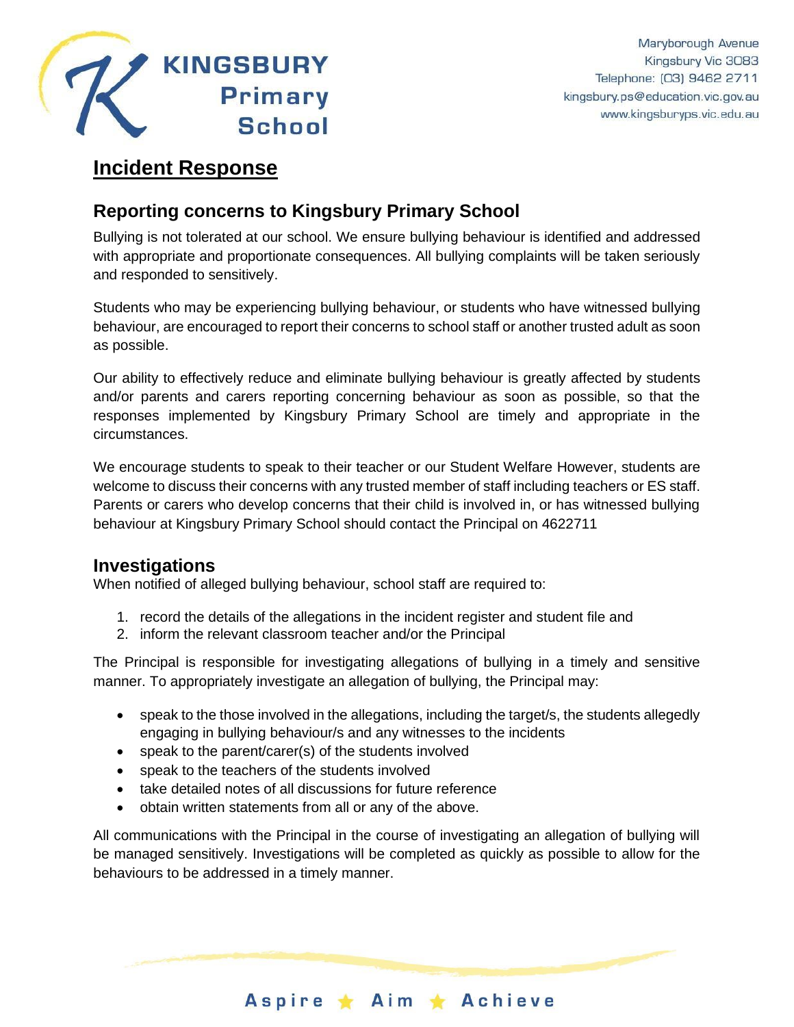## Incident Response

### Reporting concerns to Kingsbury Primary School

Bullying is not tolerated at our school. We ensure bullying behaviour is identified and addressed with appropriate and proportionate consequences. All bullying complaints will be taken seriously and responded to sensitively.

Students who may be experiencing bullying behaviour, or students who have witnessed bullying behaviour, are encouraged to report their concerns to school staff or another trusted adult as soon as possible.

Our ability to effectively reduce and eliminate bullying behaviour is greatly affected by students and/or parents and carers reporting concerning behaviour as soon as possible, so that the responses implemented by Kingsbury Primary School are timely and appropriate in the circumstances.

We encourage students to speak to their teacher or our Student Welfare However, students are welcome to discuss their concerns with any trusted member of staff including teachers or ES staff. Parents or carers who develop concerns that their child is involved in, or has witnessed bullying behaviour at Kingsbury Primary School should contact the Principal on 4622711

### Investigations

When notified of alleged bullying behaviour, school staff are required to:

1. record the details of the allegations in the incident register and student file and
2. inform the relevant classroom teacher and/or the Principal

The Principal is responsible for investigating allegations of bullying in a timely and sensitive manner. To appropriately investigate an allegation of bullying, the Principal may:

- speak to the those involved in the allegations, including the target/s, the students allegedly engaging in bullying behaviour/s and any witnesses to the incidents
- speak to the parent/carer(s) of the students involved
- speak to the teachers of the students involved
- take detailed notes of all discussions for future reference
- obtain written statements from all or any of the above.

All communications with the Principal in the course of investigating an allegation of bullying will be managed sensitively. Investigations will be completed as quickly as possible to allow for the behaviours to be addressed in a timely manner.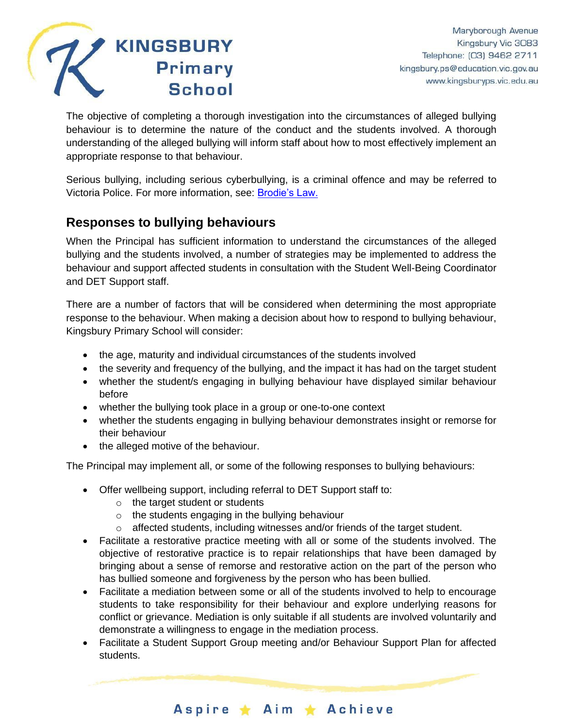The objective of completing a thorough investigation into the circumstances of alleged bullying behaviour is to determine the nature of the conduct and the students involved. A thorough understanding of the alleged bullying will inform staff about how to most effectively implement an appropriate response to that behaviour.

Serious bullying, including serious cyberbullying, is a criminal offence and may be referred to Victoria Police. For more information, see: [Brodie's Law.](#)

## Responses to bullying behaviours

When the Principal has sufficient information to understand the circumstances of the alleged bullying and the students involved, a number of strategies may be implemented to address the behaviour and support affected students in consultation with the Student Well-Being Coordinator and DET Support staff.

There are a number of factors that will be considered when determining the most appropriate response to the behaviour. When making a decision about how to respond to bullying behaviour, Kingsbury Primary School will consider:

- the age, maturity and individual circumstances of the students involved
- the severity and frequency of the bullying, and the impact it has had on the target student
- whether the student/s engaging in bullying behaviour have displayed similar behaviour before
- whether the bullying took place in a group or one-to-one context
- whether the students engaging in bullying behaviour demonstrates insight or remorse for their behaviour
- the alleged motive of the behaviour.

The Principal may implement all, or some of the following responses to bullying behaviours:

- Offer wellbeing support, including referral to DET Support staff to:
  - the target student or students
  - the students engaging in the bullying behaviour
  - affected students, including witnesses and/or friends of the target student.
- Facilitate a restorative practice meeting with all or some of the students involved. The objective of restorative practice is to repair relationships that have been damaged by bringing about a sense of remorse and restorative action on the part of the person who has bullied someone and forgiveness by the person who has been bullied.
- Facilitate a mediation between some or all of the students involved to help to encourage students to take responsibility for their behaviour and explore underlying reasons for conflict or grievance. Mediation is only suitable if all students are involved voluntarily and demonstrate a willingness to engage in the mediation process.
- Facilitate a Student Support Group meeting and/or Behaviour Support Plan for affected students.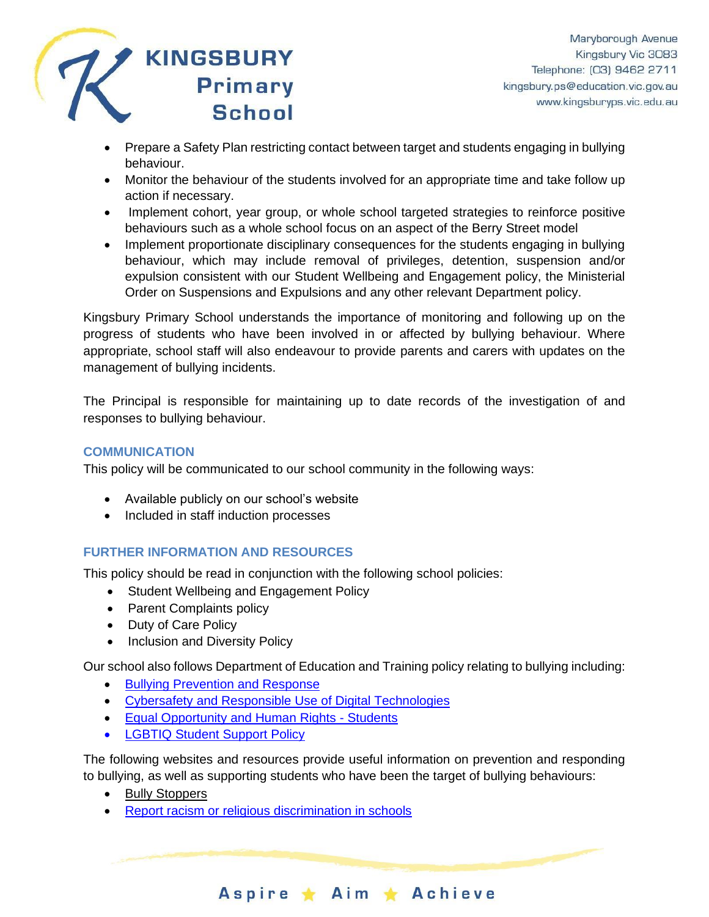- Prepare a Safety Plan restricting contact between target and students engaging in bullying behaviour.
- Monitor the behaviour of the students involved for an appropriate time and take follow up action if necessary.
- Implement cohort, year group, or whole school targeted strategies to reinforce positive behaviours such as a whole school focus on an aspect of the Berry Street model
- Implement proportionate disciplinary consequences for the students engaging in bullying behaviour, which may include removal of privileges, detention, suspension and/or expulsion consistent with our Student Wellbeing and Engagement policy, the Ministerial Order on Suspensions and Expulsions and any other relevant Department policy.

Kingsbury Primary School understands the importance of monitoring and following up on the progress of students who have been involved in or affected by bullying behaviour. Where appropriate, school staff will also endeavour to provide parents and carers with updates on the management of bullying incidents.

The Principal is responsible for maintaining up to date records of the investigation of and responses to bullying behaviour.

## COMMUNICATION

This policy will be communicated to our school community in the following ways:

- Available publicly on our school's website
- Included in staff induction processes

## FURTHER INFORMATION AND RESOURCES

This policy should be read in conjunction with the following school policies:

- Student Wellbeing and Engagement Policy
- Parent Complaints policy
- Duty of Care Policy
- Inclusion and Diversity Policy

Our school also follows Department of Education and Training policy relating to bullying including:

- Bullying Prevention and Response
- Cybersafety and Responsible Use of Digital Technologies
- Equal Opportunity and Human Rights - Students
- LGBTIQ Student Support Policy

The following websites and resources provide useful information on prevention and responding to bullying, as well as supporting students who have been the target of bullying behaviours:

- Bully Stoppers
- Report racism or religious discrimination in schools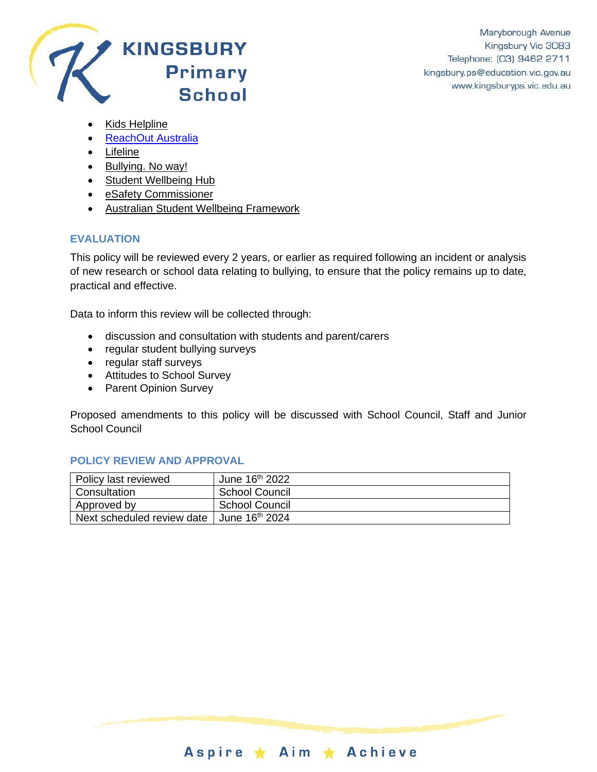- Kids Helpline
- ReachOut Australia
- Lifeline
- Bullying. No way!
- Student Wellbeing Hub
- eSafety Commissioner
- Australian Student Wellbeing Framework

## EVALUATION

This policy will be reviewed every 2 years, or earlier as required following an incident or analysis of new research or school data relating to bullying, to ensure that the policy remains up to date, practical and effective.

Data to inform this review will be collected through:

- discussion and consultation with students and parent/carers
- regular student bullying surveys
- regular staff surveys
- Attitudes to School Survey
- Parent Opinion Survey

Proposed amendments to this policy will be discussed with School Council, Staff and Junior School Council

## POLICY REVIEW AND APPROVAL

| | |
|---|---|
| Policy last reviewed | June 16th 2022 |
| Consultation | School Council |
| Approved by | School Council |
| Next scheduled review date | June 16th 2024 |